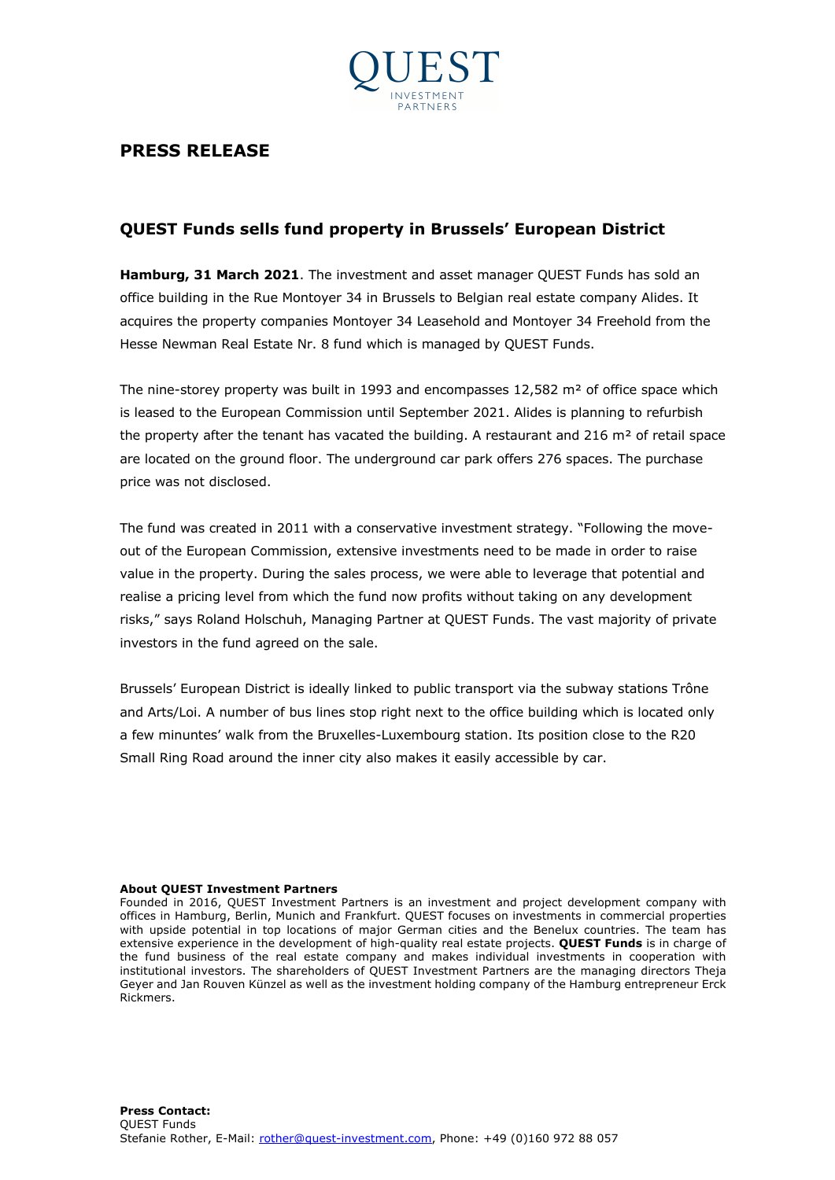QUEST
INVESTMENT
PARTNERS

# PRESS RELEASE

## QUEST Funds sells fund property in Brussels' European District

**Hamburg, 31 March 2021**. The investment and asset manager QUEST Funds has sold an office building in the Rue Montoyer 34 in Brussels to Belgian real estate company Alides. It acquires the property companies Montoyer 34 Leasehold and Montoyer 34 Freehold from the Hesse Newman Real Estate Nr. 8 fund which is managed by QUEST Funds.

The nine-storey property was built in 1993 and encompasses 12,582 m² of office space which is leased to the European Commission until September 2021. Alides is planning to refurbish the property after the tenant has vacated the building. A restaurant and 216 m² of retail space are located on the ground floor. The underground car park offers 276 spaces. The purchase price was not disclosed.

The fund was created in 2011 with a conservative investment strategy. "Following the move-out of the European Commission, extensive investments need to be made in order to raise value in the property. During the sales process, we were able to leverage that potential and realise a pricing level from which the fund now profits without taking on any development risks," says Roland Holschuh, Managing Partner at QUEST Funds. The vast majority of private investors in the fund agreed on the sale.

Brussels' European District is ideally linked to public transport via the subway stations Trône and Arts/Loi. A number of bus lines stop right next to the office building which is located only a few minuntes' walk from the Bruxelles-Luxembourg station. Its position close to the R20 Small Ring Road around the inner city also makes it easily accessible by car.

**About QUEST Investment Partners**
Founded in 2016, QUEST Investment Partners is an investment and project development company with offices in Hamburg, Berlin, Munich and Frankfurt. QUEST focuses on investments in commercial properties with upside potential in top locations of major German cities and the Benelux countries. The team has extensive experience in the development of high-quality real estate projects. **QUEST Funds** is in charge of the fund business of the real estate company and makes individual investments in cooperation with institutional investors. The shareholders of QUEST Investment Partners are the managing directors Theja Geyer and Jan Rouven Künzel as well as the investment holding company of the Hamburg entrepreneur Erck Rickmers.

**Press Contact:**
QUEST Funds
Stefanie Rother, E-Mail: rother@quest-investment.com, Phone: +49 (0)160 972 88 057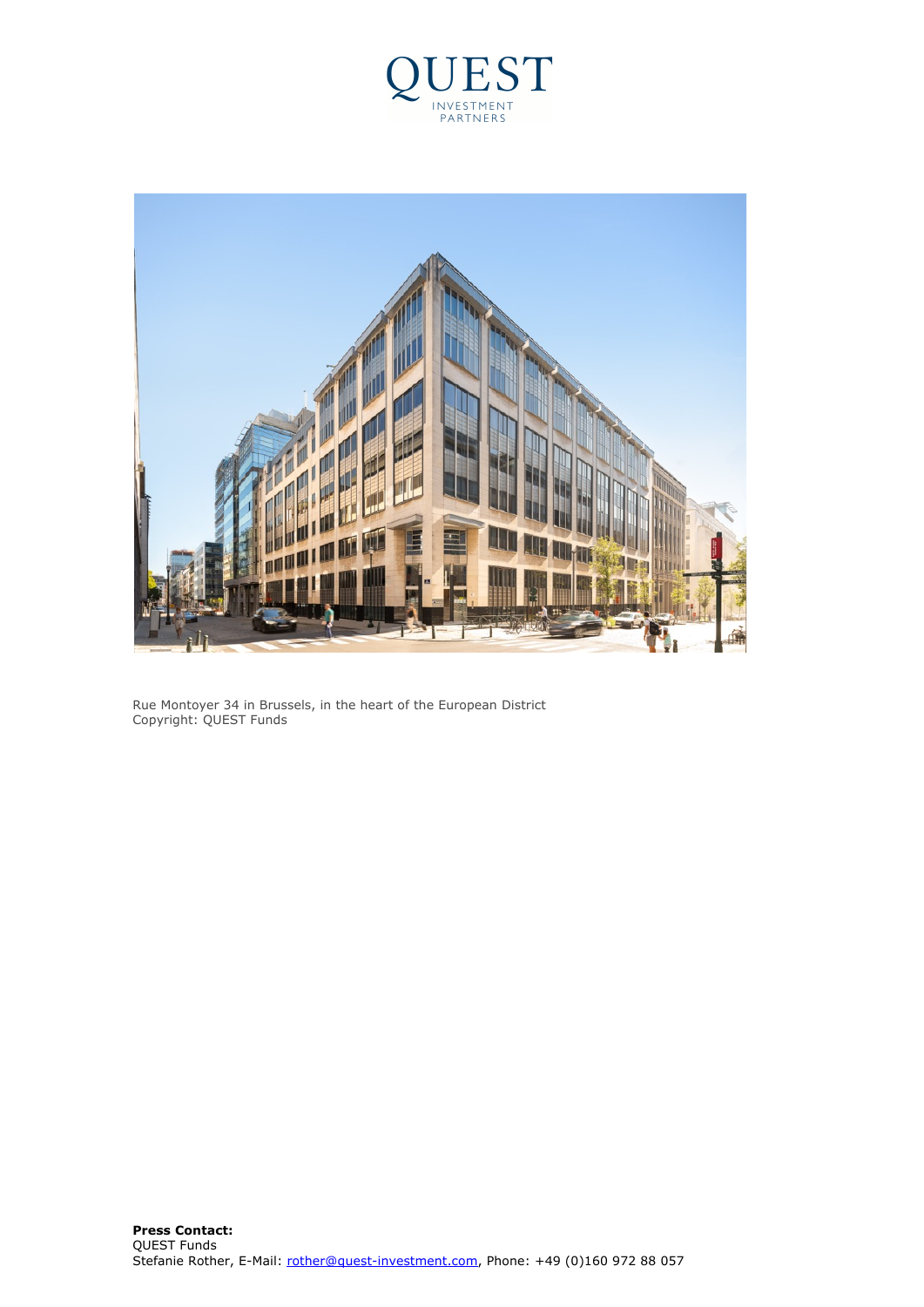QUEST
INVESTMENT PARTNERS

Rue Montoyer 34 in Brussels, in the heart of the European District
Copyright: QUEST Funds

**Press Contact:**
QUEST Funds
Stefanie Rother, E-Mail: rother@quest-investment.com, Phone: +49 (0)160 972 88 057